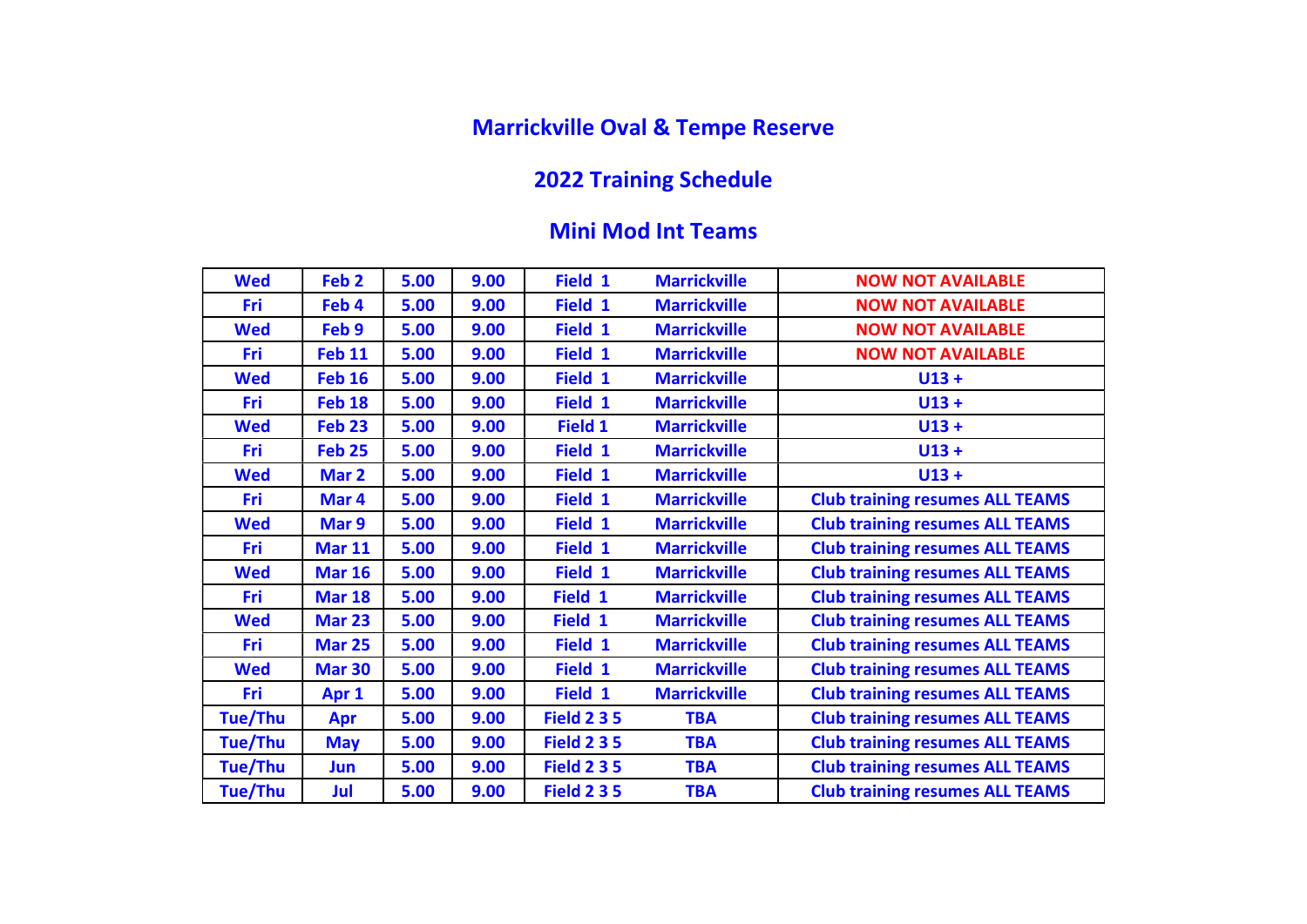## Marrickville Oval & Tempe Reserve

## 2022 Training Schedule

## Mini Mod Int Teams

| Wed | Feb 2 | 5.00 | 9.00 | Field 1 | Marrickville | NOW NOT AVAILABLE |
|---|---|---|---|---|---|---|
| Fri | Feb 4 | 5.00 | 9.00 | Field 1 | Marrickville | NOW NOT AVAILABLE |
| Wed | Feb 9 | 5.00 | 9.00 | Field 1 | Marrickville | NOW NOT AVAILABLE |
| Fri | Feb 11 | 5.00 | 9.00 | Field 1 | Marrickville | NOW NOT AVAILABLE |
| Wed | Feb 16 | 5.00 | 9.00 | Field 1 | Marrickville | U13 + |
| Fri | Feb 18 | 5.00 | 9.00 | Field 1 | Marrickville | U13 + |
| Wed | Feb 23 | 5.00 | 9.00 | Field 1 | Marrickville | U13 + |
| Fri | Feb 25 | 5.00 | 9.00 | Field 1 | Marrickville | U13 + |
| Wed | Mar 2 | 5.00 | 9.00 | Field 1 | Marrickville | U13 + |
| Fri | Mar 4 | 5.00 | 9.00 | Field 1 | Marrickville | Club training resumes ALL TEAMS |
| Wed | Mar 9 | 5.00 | 9.00 | Field 1 | Marrickville | Club training resumes ALL TEAMS |
| Fri | Mar 11 | 5.00 | 9.00 | Field 1 | Marrickville | Club training resumes ALL TEAMS |
| Wed | Mar 16 | 5.00 | 9.00 | Field 1 | Marrickville | Club training resumes ALL TEAMS |
| Fri | Mar 18 | 5.00 | 9.00 | Field 1 | Marrickville | Club training resumes ALL TEAMS |
| Wed | Mar 23 | 5.00 | 9.00 | Field 1 | Marrickville | Club training resumes ALL TEAMS |
| Fri | Mar 25 | 5.00 | 9.00 | Field 1 | Marrickville | Club training resumes ALL TEAMS |
| Wed | Mar 30 | 5.00 | 9.00 | Field 1 | Marrickville | Club training resumes ALL TEAMS |
| Fri | Apr 1 | 5.00 | 9.00 | Field 1 | Marrickville | Club training resumes ALL TEAMS |
| Tue/Thu | Apr | 5.00 | 9.00 | Field 2 3 5 | TBA | Club training resumes ALL TEAMS |
| Tue/Thu | May | 5.00 | 9.00 | Field 2 3 5 | TBA | Club training resumes ALL TEAMS |
| Tue/Thu | Jun | 5.00 | 9.00 | Field 2 3 5 | TBA | Club training resumes ALL TEAMS |
| Tue/Thu | Jul | 5.00 | 9.00 | Field 2 3 5 | TBA | Club training resumes ALL TEAMS |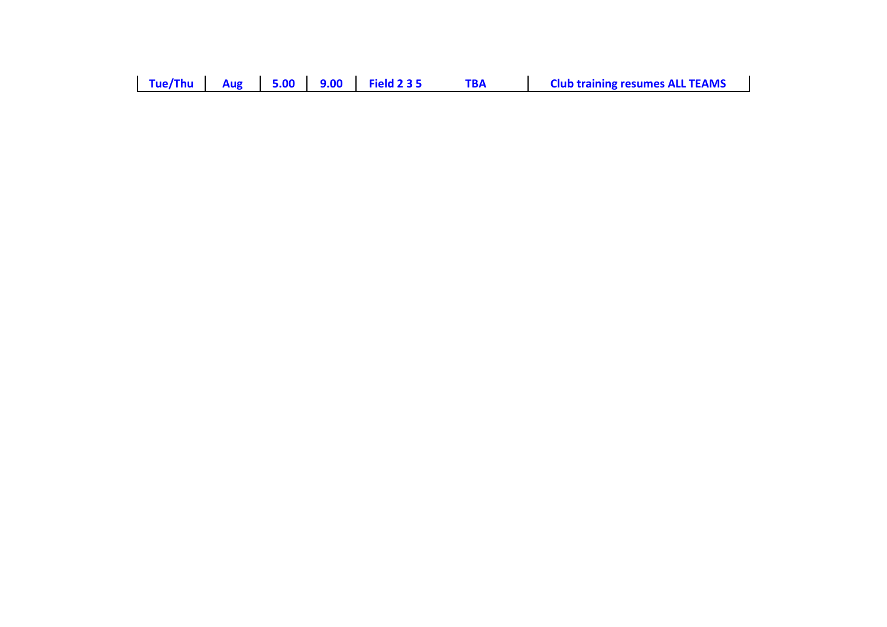| | | | | | | |
|---|---|---|---|---|---|---|
| **Tue/Thu** | **Aug** | **5.00** | **9.00** | **Field 2 3 5** | **TBA** | **Club training resumes ALL TEAMS** |